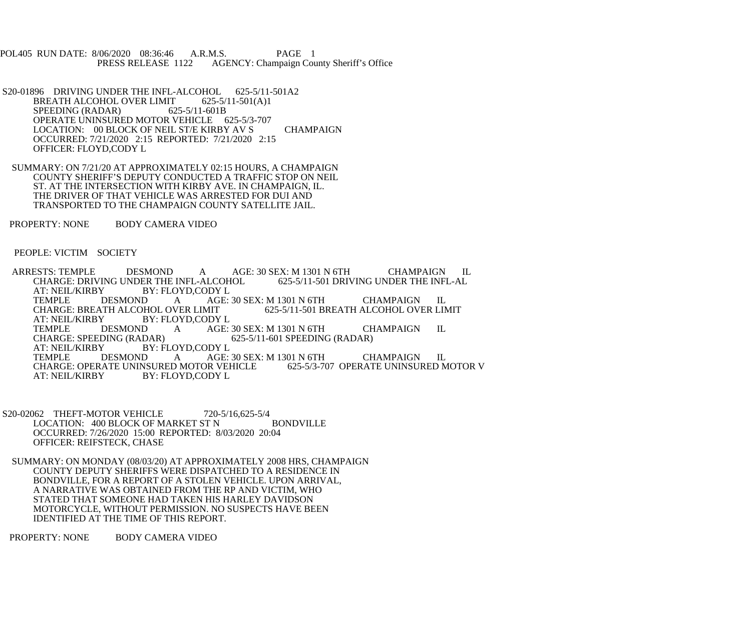POL405 RUN DATE: 8/06/2020 08:36:46 A.R.M.S. PAGE 1
PRESS RELEASE 1122 AGENCY: Champaign County Sheriff's Office

S20-01896 DRIVING UNDER THE INFL-ALCOHOL 625-5/11-501A2
BREATH ALCOHOL OVER LIMIT 625-5/11-501(A)1
SPEEDING (RADAR) 625-5/11-601B
OPERATE UNINSURED MOTOR VEHICLE 625-5/3-707
LOCATION: 00 BLOCK OF NEIL ST/E KIRBY AV S CHAMPAIGN
OCCURRED: 7/21/2020 2:15 REPORTED: 7/21/2020 2:15
OFFICER: FLOYD,CODY L

SUMMARY: ON 7/21/20 AT APPROXIMATELY 02:15 HOURS, A CHAMPAIGN COUNTY SHERIFF'S DEPUTY CONDUCTED A TRAFFIC STOP ON NEIL ST. AT THE INTERSECTION WITH KIRBY AVE. IN CHAMPAIGN, IL. THE DRIVER OF THAT VEHICLE WAS ARRESTED FOR DUI AND TRANSPORTED TO THE CHAMPAIGN COUNTY SATELLITE JAIL.

PROPERTY: NONE BODY CAMERA VIDEO

PEOPLE: VICTIM SOCIETY

ARRESTS: TEMPLE DESMOND A AGE: 30 SEX: M 1301 N 6TH CHAMPAIGN IL
CHARGE: DRIVING UNDER THE INFL-ALCOHOL 625-5/11-501 DRIVING UNDER THE INFL-AL
AT: NEIL/KIRBY BY: FLOYD,CODY L
TEMPLE DESMOND A AGE: 30 SEX: M 1301 N 6TH CHAMPAIGN IL
CHARGE: BREATH ALCOHOL OVER LIMIT 625-5/11-501 BREATH ALCOHOL OVER LIMIT
AT: NEIL/KIRBY BY: FLOYD,CODY L
TEMPLE DESMOND A AGE: 30 SEX: M 1301 N 6TH CHAMPAIGN IL
CHARGE: SPEEDING (RADAR) 625-5/11-601 SPEEDING (RADAR)
AT: NEIL/KIRBY BY: FLOYD,CODY L
TEMPLE DESMOND A AGE: 30 SEX: M 1301 N 6TH CHAMPAIGN IL
CHARGE: OPERATE UNINSURED MOTOR VEHICLE 625-5/3-707 OPERATE UNINSURED MOTOR V
AT: NEIL/KIRBY BY: FLOYD,CODY L

S20-02062 THEFT-MOTOR VEHICLE 720-5/16,625-5/4
LOCATION: 400 BLOCK OF MARKET ST N BONDVILLE
OCCURRED: 7/26/2020 15:00 REPORTED: 8/03/2020 20:04
OFFICER: REIFSTECK, CHASE

SUMMARY: ON MONDAY (08/03/20) AT APPROXIMATELY 2008 HRS, CHAMPAIGN COUNTY DEPUTY SHERIFFS WERE DISPATCHED TO A RESIDENCE IN BONDVILLE, FOR A REPORT OF A STOLEN VEHICLE. UPON ARRIVAL, A NARRATIVE WAS OBTAINED FROM THE RP AND VICTIM, WHO STATED THAT SOMEONE HAD TAKEN HIS HARLEY DAVIDSON MOTORCYCLE, WITHOUT PERMISSION. NO SUSPECTS HAVE BEEN IDENTIFIED AT THE TIME OF THIS REPORT.

PROPERTY: NONE BODY CAMERA VIDEO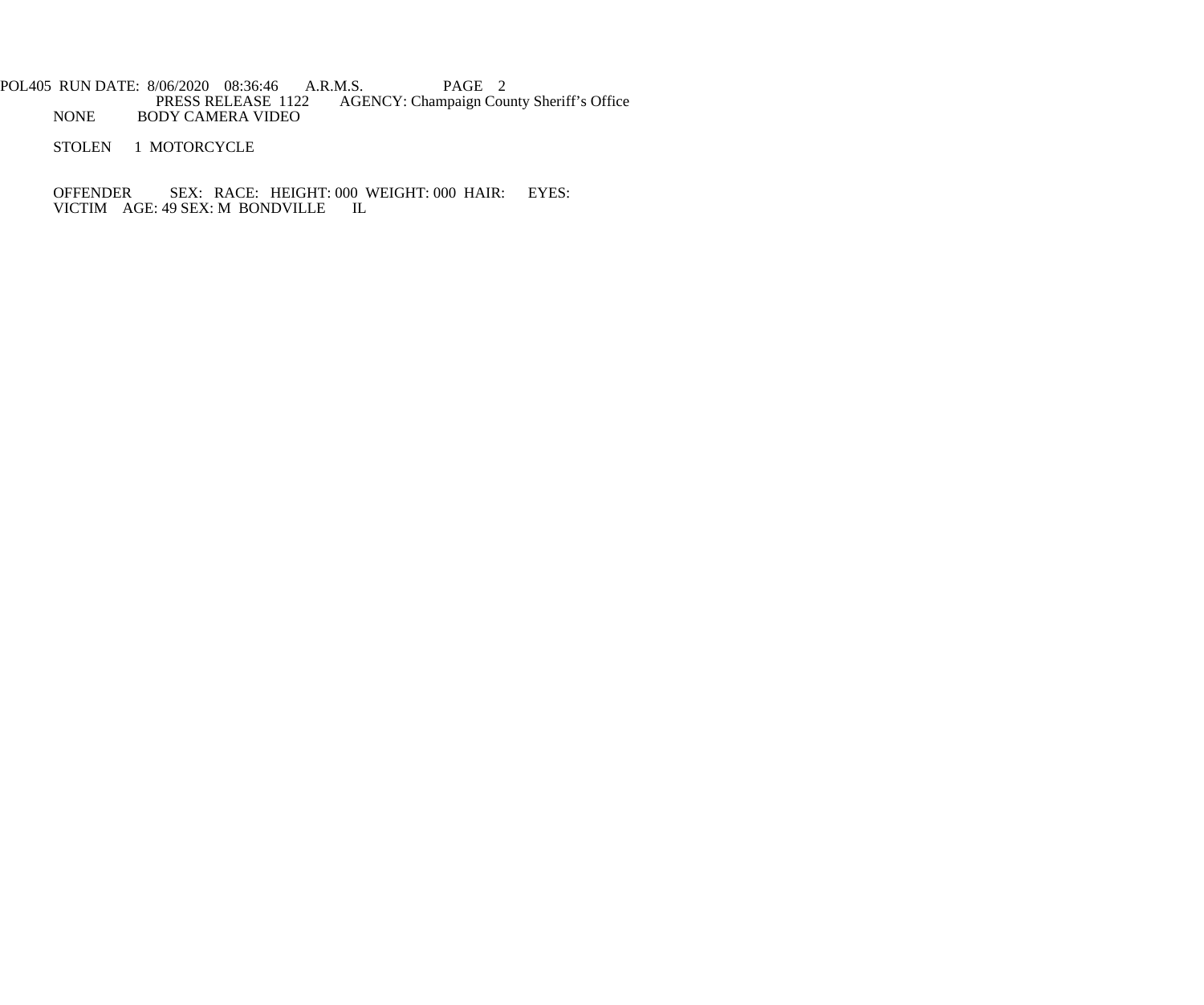NONE BODY CAMERA VIDEO

STOLEN 1 MOTORCYCLE

OFFENDER SEX: RACE: HEIGHT: 000 WEIGHT: 000 HAIR: EYES:
VICTIM AGE: 49 SEX: M BONDVILLE IL